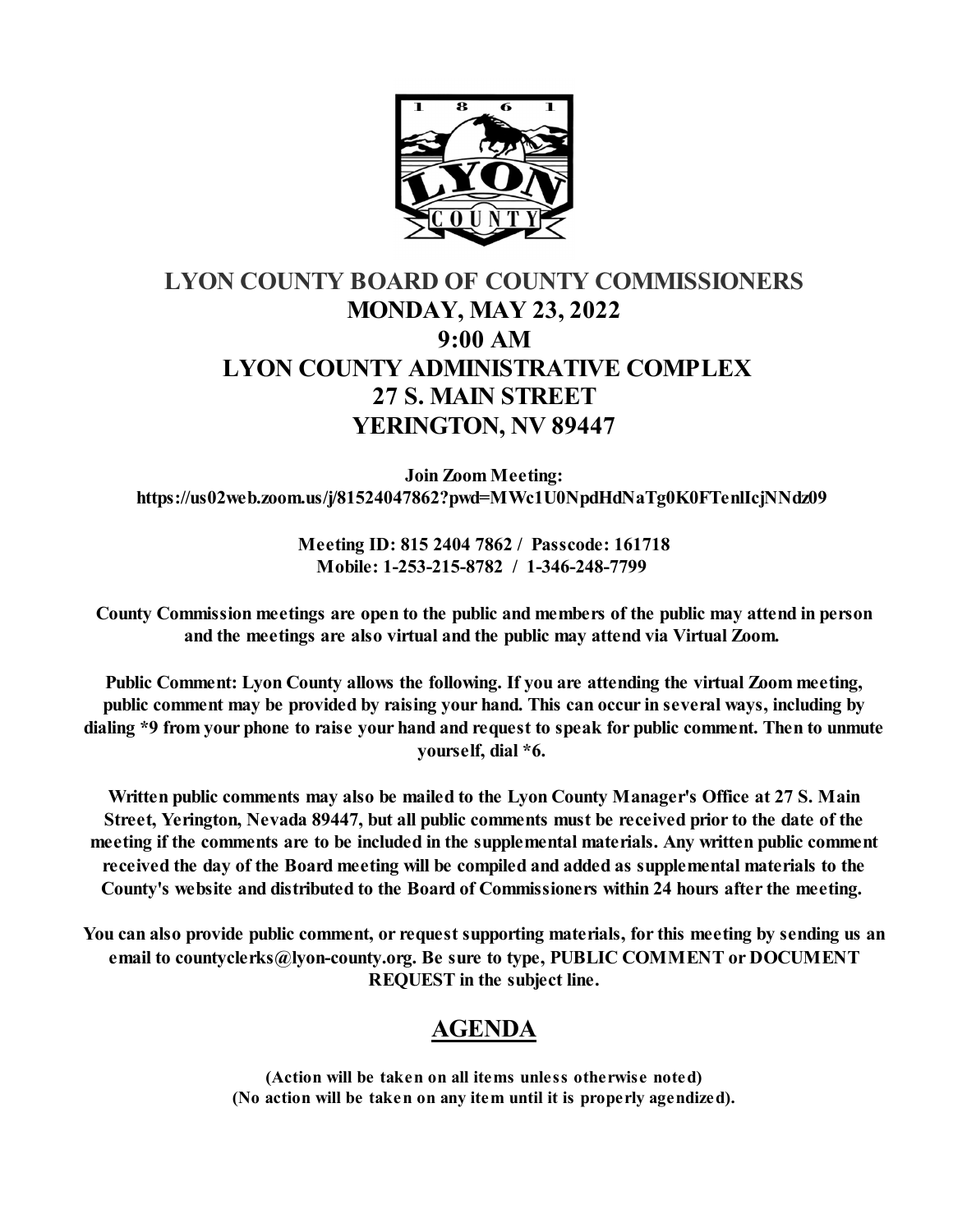# LYON COUNTY BOARD OF COUNTY COMMISSIONERS

## MONDAY, MAY 23, 2022
## 9:00 AM
## LYON COUNTY ADMINISTRATIVE COMPLEX
## 27 S. MAIN STREET
## YERINGTON, NV 89447

**Join Zoom Meeting:**
**https://us02web.zoom.us/j/81524047862?pwd=MWc1U0NpdHdNaTg0K0FTenlIcjNNdz09**

**Meeting ID: 815 2404 7862 / Passcode: 161718**
**Mobile: 1-253-215-8782 / 1-346-248-7799**

**County Commission meetings are open to the public and members of the public may attend in person and the meetings are also virtual and the public may attend via Virtual Zoom.**

**Public Comment: Lyon County allows the following. If you are attending the virtual Zoom meeting, public comment may be provided by raising your hand. This can occur in several ways, including by dialing *9 from your phone to raise your hand and request to speak for public comment. Then to unmute yourself, dial *6.**

**Written public comments may also be mailed to the Lyon County Manager's Office at 27 S. Main Street, Yerington, Nevada 89447, but all public comments must be received prior to the date of the meeting if the comments are to be included in the supplemental materials. Any written public comment received the day of the Board meeting will be compiled and added as supplemental materials to the County's website and distributed to the Board of Commissioners within 24 hours after the meeting.**

**You can also provide public comment, or request supporting materials, for this meeting by sending us an email to countyclerks@lyon-county.org. Be sure to type, PUBLIC COMMENT or DOCUMENT REQUEST in the subject line.**

## AGENDA

**(Action will be taken on all items unless otherwise noted)**
**(No action will be taken on any item until it is properly agendized).**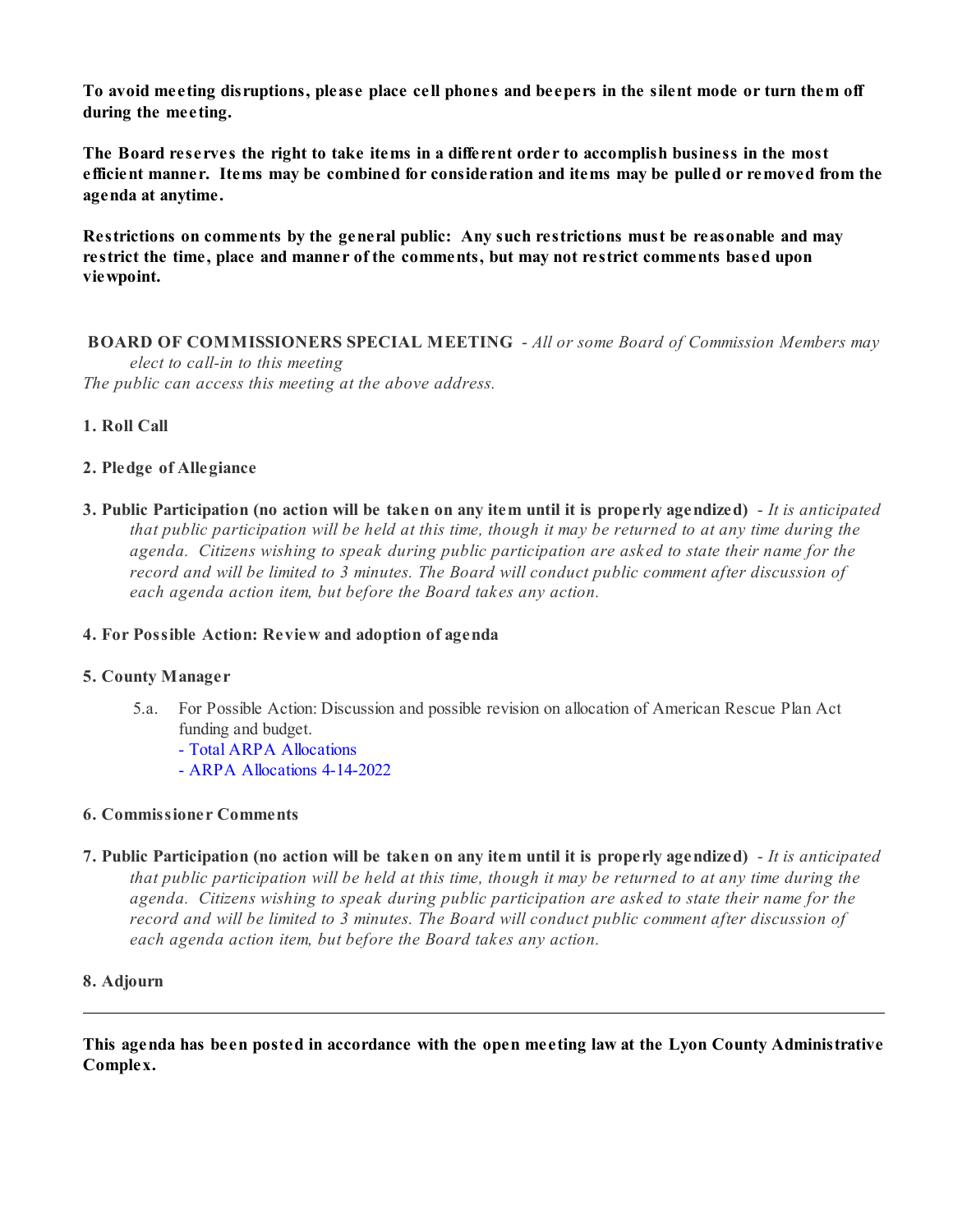**To avoid meeting disruptions, please place cell phones and beepers in the silent mode or turn them off during the meeting.**

**The Board reserves the right to take items in a different order to accomplish business in the most efficient manner. Items may be combined for consideration and items may be pulled or removed from the agenda at anytime.**

**Restrictions on comments by the general public: Any such restrictions must be reasonable and may restrict the time, place and manner of the comments, but may not restrict comments based upon viewpoint.**

**BOARD OF COMMISSIONERS SPECIAL MEETING** - *All or some Board of Commission Members may elect to call-in to this meeting*
*The public can access this meeting at the above address.*

**1. Roll Call**

**2. Pledge of Allegiance**

**3. Public Participation (no action will be taken on any item until it is properly agendized)** - *It is anticipated that public participation will be held at this time, though it may be returned to at any time during the agenda. Citizens wishing to speak during public participation are asked to state their name for the record and will be limited to 3 minutes. The Board will conduct public comment after discussion of each agenda action item, but before the Board takes any action.*

**4. For Possible Action: Review and adoption of agenda**

**5. County Manager**

5.a. For Possible Action: Discussion and possible revision on allocation of American Rescue Plan Act funding and budget.
- Total ARPA Allocations
- ARPA Allocations 4-14-2022

**6. Commissioner Comments**

**7. Public Participation (no action will be taken on any item until it is properly agendized)** - *It is anticipated that public participation will be held at this time, though it may be returned to at any time during the agenda. Citizens wishing to speak during public participation are asked to state their name for the record and will be limited to 3 minutes. The Board will conduct public comment after discussion of each agenda action item, but before the Board takes any action.*

**8. Adjourn**

---

**This agenda has been posted in accordance with the open meeting law at the Lyon County Administrative Complex.**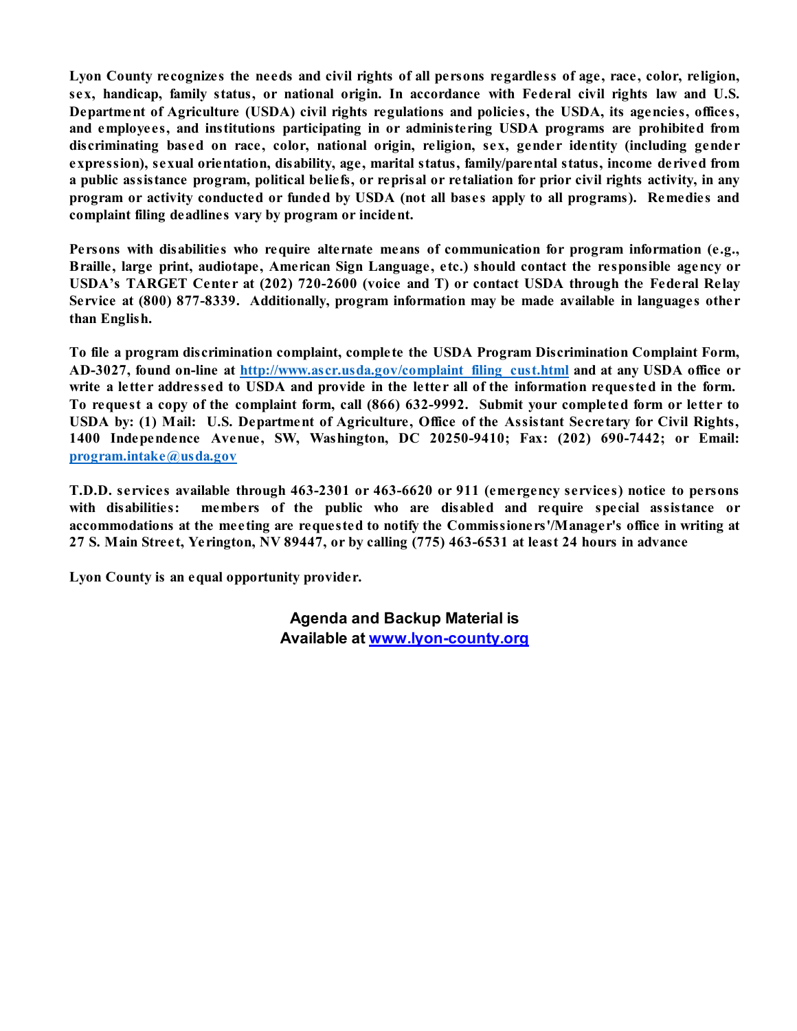**Lyon County recognizes the needs and civil rights of all persons regardless of age, race, color, religion, sex, handicap, family status, or national origin. In accordance with Federal civil rights law and U.S. Department of Agriculture (USDA) civil rights regulations and policies, the USDA, its agencies, offices, and employees, and institutions participating in or administering USDA programs are prohibited from discriminating based on race, color, national origin, religion, sex, gender identity (including gender expression), sexual orientation, disability, age, marital status, family/parental status, income derived from a public assistance program, political beliefs, or reprisal or retaliation for prior civil rights activity, in any program or activity conducted or funded by USDA (not all bases apply to all programs). Remedies and complaint filing deadlines vary by program or incident.**

**Persons with disabilities who require alternate means of communication for program information (e.g., Braille, large print, audiotape, American Sign Language, etc.) should contact the responsible agency or USDA's TARGET Center at (202) 720-2600 (voice and T) or contact USDA through the Federal Relay Service at (800) 877-8339. Additionally, program information may be made available in languages other than English.**

**To file a program discrimination complaint, complete the USDA Program Discrimination Complaint Form, AD-3027, found on-line at [http://www.ascr.usda.gov/complaint_filing_cust.html](http://www.ascr.usda.gov/complaint_filing_cust.html) and at any USDA office or write a letter addressed to USDA and provide in the letter all of the information requested in the form. To request a copy of the complaint form, call (866) 632-9992. Submit your completed form or letter to USDA by: (1) Mail: U.S. Department of Agriculture, Office of the Assistant Secretary for Civil Rights, 1400 Independence Avenue, SW, Washington, DC 20250-9410; Fax: (202) 690-7442; or Email: [program.intake@usda.gov](mailto:program.intake@usda.gov)**

**T.D.D. services available through 463-2301 or 463-6620 or 911 (emergency services) notice to persons with disabilities: members of the public who are disabled and require special assistance or accommodations at the meeting are requested to notify the Commissioners'/Manager's office in writing at 27 S. Main Street, Yerington, NV 89447, or by calling (775) 463-6531 at least 24 hours in advance**

**Lyon County is an equal opportunity provider.**

**Agenda and Backup Material is Available at [www.lyon-county.org](http://www.lyon-county.org)**